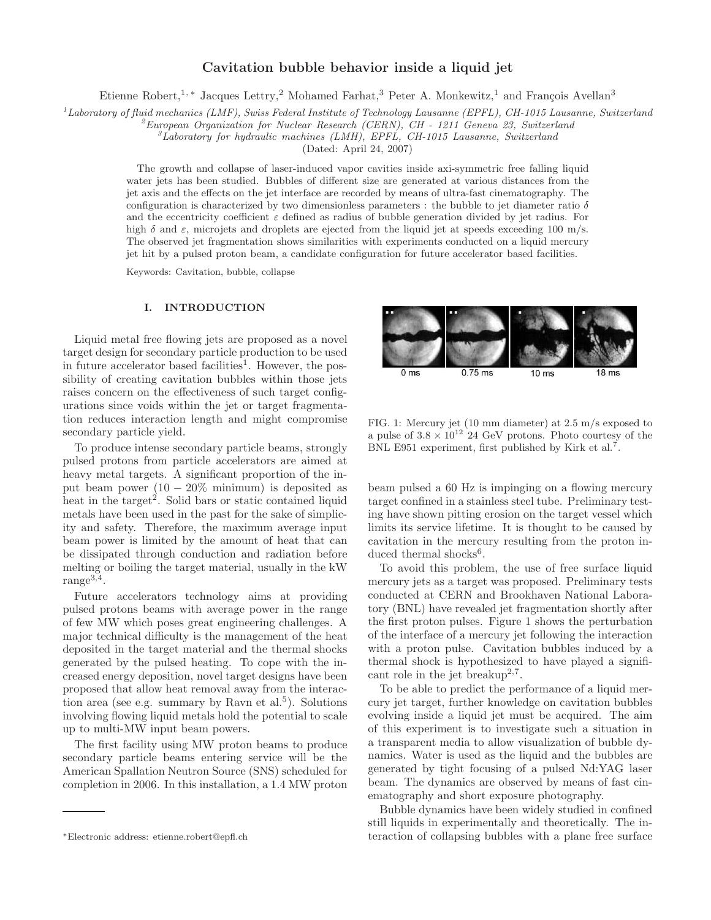# Cavitation bubble behavior inside a liquid jet

Etienne Robert,[1,*] Jacques Lettry,[2] Mohamed Farhat,[3] Peter A. Monkewitz,[1] and François Avellan[3]

[1]*Laboratory of fluid mechanics (LMF), Swiss Federal Institute of Technology Lausanne (EPFL), CH-1015 Lausanne, Switzerland*
[2]*European Organization for Nuclear Reserch (CERN), CH - 1211 Geneva 23, Switzerland*
[3]*Laboratory for hydraulic machines (LMH), EPFL, CH-1015 Lausanne, Switzerland*
(Dated: April 24, 2007)

The growth and collapse of laser-induced vapor cavities inside axi-symmetric free falling liquid water jets has been studied. Bubbles of different size are generated at various distances from the jet axis and the effects on the jet interface are recorded by means of ultra-fast cinematography. The configuration is characterized by two dimensionless parameters : the bubble to jet diameter ratio $\delta$ and the eccentricity coefficient $\varepsilon$ defined as radius of bubble generation divided by jet radius. For high $\delta$ and $\varepsilon$, microjets and droplets are ejected from the liquid jet at speeds exceeding 100 m/s. The observed jet fragmentation shows similarities with experiments conducted on a liquid mercury jet hit by a pulsed proton beam, a candidate configuration for future accelerator based facilities.

Keywords: Cavitation, bubble, collapse

## I. INTRODUCTION

Liquid metal free flowing jets are proposed as a novel target design for secondary particle production to be used in future accelerator based facilities[1]. However, the possibility of creating cavitation bubbles within those jets raises concern on the effectiveness of such target configurations since voids within the jet or target fragmentation reduces interaction length and might compromise secondary particle yield.

To produce intense secondary particle beams, strongly pulsed protons from particle accelerators are aimed at heavy metal targets. A significant proportion of the input beam power (10 − 20% minimum) is deposited as heat in the target[2]. Solid bars or static contained liquid metals have been used in the past for the sake of simplicity and safety. Therefore, the maximum average input beam power is limited by the amount of heat that can be dissipated through conduction and radiation before melting or boiling the target material, usually in the kW range[3,4].

Future accelerators technology aims at providing pulsed protons beams with average power in the range of few MW which poses great engineering challenges. A major technical difficulty is the management of the heat deposited in the target material and the thermal shocks generated by the pulsed heating. To cope with the increased energy deposition, novel target designs have been proposed that allow heat removal away from the interaction area (see e.g. summary by Ravn et al.[5]). Solutions involving flowing liquid metals hold the potential to scale up to multi-MW input beam powers.

The first facility using MW proton beams to produce secondary particle beams entering service will be the American Spallation Neutron Source (SNS) scheduled for completion in 2006. In this installation, a 1.4 MW proton beam pulsed a 60 Hz is impinging on a flowing mercury target confined in a stainless steel tube. Preliminary testing have shown pitting erosion on the target vessel which limits its service lifetime. It is thought to be caused by cavitation in the mercury resulting from the proton induced thermal shocks[6].

FIG. 1: Mercury jet (10 mm diameter) at 2.5 m/s exposed to a pulse of $3.8 \times 10^{12}$ 24 GeV protons. Photo courtesy of the BNL E951 experiment, first published by Kirk et al.[7].

To avoid this problem, the use of free surface liquid mercury jets as a target was proposed. Preliminary tests conducted at CERN and Brookhaven National Laboratory (BNL) have revealed jet fragmentation shortly after the first proton pulses. Figure 1 shows the perturbation of the interface of a mercury jet following the interaction with a proton pulse. Cavitation bubbles induced by a thermal shock is hypothesized to have played a significant role in the jet breakup[2,7].

To be able to predict the performance of a liquid mercury jet target, further knowledge on cavitation bubbles evolving inside a liquid jet must be acquired. The aim of this experiment is to investigate such a situation in a transparent media to allow visualization of bubble dynamics. Water is used as the liquid and the bubbles are generated by tight focusing of a pulsed Nd:YAG laser beam. The dynamics are observed by means of fast cinematography and short exposure photography.

Bubble dynamics have been widely studied in confined still liquids in experimentally and theoretically. The interaction of collapsing bubbles with a plane free surface

*Electronic address: etienne.robert@epfl.ch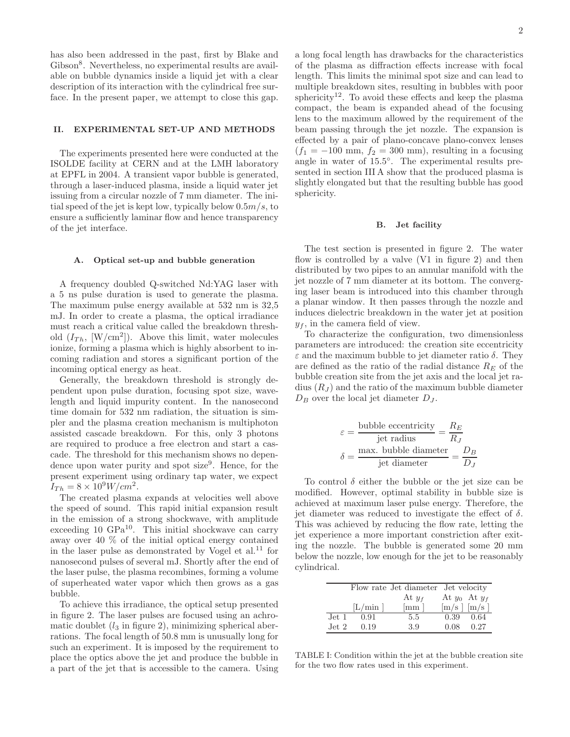has also been addressed in the past, first by Blake and Gibson[8]. Nevertheless, no experimental results are available on bubble dynamics inside a liquid jet with a clear description of its interaction with the cylindrical free surface. In the present paper, we attempt to close this gap.

## II. EXPERIMENTAL SET-UP AND METHODS

The experiments presented here were conducted at the ISOLDE facility at CERN and at the LMH laboratory at EPFL in 2004. A transient vapor bubble is generated, through a laser-induced plasma, inside a liquid water jet issuing from a circular nozzle of 7 mm diameter. The initial speed of the jet is kept low, typically below $0.5 m/s$, to ensure a sufficiently laminar flow and hence transparency of the jet interface.

### A. Optical set-up and bubble generation

A frequency doubled Q-switched Nd:YAG laser with a 5 ns pulse duration is used to generate the plasma. The maximum pulse energy available at 532 nm is 32,5 mJ. In order to create a plasma, the optical irradiance must reach a critical value called the breakdown threshold ($I_{Th}$, [W/cm$^2$]). Above this limit, water molecules ionize, forming a plasma which is highly absorbent to incoming radiation and stores a significant portion of the incoming optical energy as heat.

Generally, the breakdown threshold is strongly dependent upon pulse duration, focusing spot size, wavelength and liquid impurity content. In the nanosecond time domain for 532 nm radiation, the situation is simpler and the plasma creation mechanism is multiphoton assisted cascade breakdown. For this, only 3 photons are required to produce a free electron and start a cascade. The threshold for this mechanism shows no dependence upon water purity and spot size[9]. Hence, for the present experiment using ordinary tap water, we expect $I_{Th} = 8 \times 10^9 W/cm^2$.

The created plasma expands at velocities well above the speed of sound. This rapid initial expansion result in the emission of a strong shockwave, with amplitude exceeding 10 GPa[10]. This initial shockwave can carry away over 40 % of the initial optical energy contained in the laser pulse as demonstrated by Vogel et al.[11] for nanosecond pulses of several mJ. Shortly after the end of the laser pulse, the plasma recombines, forming a volume of superheated water vapor which then grows as a gas bubble.

To achieve this irradiance, the optical setup presented in figure 2. The laser pulses are focused using an achromatic doublet ($l_3$ in figure 2), minimizing spherical aberrations. The focal length of 50.8 mm is unusually long for such an experiment. It is imposed by the requirement to place the optics above the jet and produce the bubble in a part of the jet that is accessible to the camera. Using a long focal length has drawbacks for the characteristics of the plasma as diffraction effects increase with focal length. This limits the minimal spot size and can lead to multiple breakdown sites, resulting in bubbles with poor sphericity[12]. To avoid these effects and keep the plasma compact, the beam is expanded ahead of the focusing lens to the maximum allowed by the requirement of the beam passing through the jet nozzle. The expansion is effected by a pair of plano-concave plano-convex lenses ($f_1 = -100$ mm, $f_2 = 300$ mm), resulting in a focusing angle in water of 15.5°. The experimental results presented in section III A show that the produced plasma is slightly elongated but that the resulting bubble has good sphericity.

### B. Jet facility

The test section is presented in figure 2. The water flow is controlled by a valve (V1 in figure 2) and then distributed by two pipes to an annular manifold with the jet nozzle of 7 mm diameter at its bottom. The converging laser beam is introduced into this chamber through a planar window. It then passes through the nozzle and induces dielectric breakdown in the water jet at position $y_f$, in the camera field of view.

To characterize the configuration, two dimensionless parameters are introduced: the creation site eccentricity $\varepsilon$ and the maximum bubble to jet diameter ratio $\delta$. They are defined as the ratio of the radial distance $R_E$ of the bubble creation site from the jet axis and the local jet radius ($R_J$) and the ratio of the maximum bubble diameter $D_B$ over the local jet diameter $D_J$.

$$\varepsilon = \frac{\text{bubble eccentricity}}{\text{jet radius}} = \frac{R_E}{R_J}$$

$$\delta = \frac{\text{max. bubble diameter}}{\text{jet diameter}} = \frac{D_B}{D_J}$$

To control $\delta$ either the bubble or the jet size can be modified. However, optimal stability in bubble size is achieved at maximum laser pulse energy. Therefore, the jet diameter was reduced to investigate the effect of $\delta$. This was achieved by reducing the flow rate, letting the jet experience a more important constriction after exiting the nozzle. The bubble is generated some 20 mm below the nozzle, low enough for the jet to be reasonably cylindrical.

| | Flow rate | Jet diameter | Jet velocity | |
|---|---|---|---|---|
| | | At $y_f$ | At $y_0$ | At $y_f$ |
| | [L/min ] | [mm ] | [m/s ] | [m/s ] |
| Jet 1 | 0.91 | 5.5 | 0.39 | 0.64 |
| Jet 2 | 0.19 | 3.9 | 0.08 | 0.27 |

TABLE I: Condition within the jet at the bubble creation site for the two flow rates used in this experiment.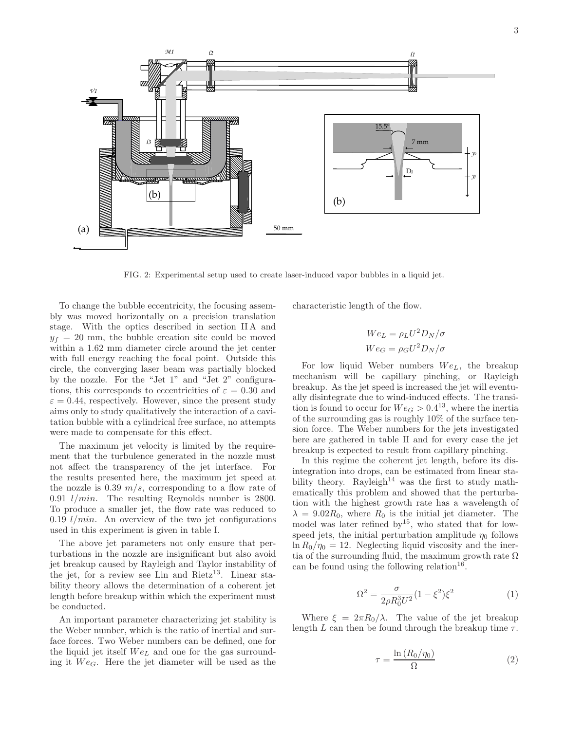FIG. 2: Experimental setup used to create laser-induced vapor bubbles in a liquid jet.

To change the bubble eccentricity, the focusing assembly was moved horizontally on a precision translation stage. With the optics described in section II A and $y_f = 20$ mm, the bubble creation site could be moved within a 1.62 mm diameter circle around the jet center with full energy reaching the focal point. Outside this circle, the converging laser beam was partially blocked by the nozzle. For the "Jet 1" and "Jet 2" configurations, this corresponds to eccentricities of $\varepsilon = 0.30$ and $\varepsilon = 0.44$, respectively. However, since the present study aims only to study qualitatively the interaction of a cavitation bubble with a cylindrical free surface, no attempts were made to compensate for this effect.

The maximum jet velocity is limited by the requirement that the turbulence generated in the nozzle must not affect the transparency of the jet interface. For the results presented here, the maximum jet speed at the nozzle is 0.39 $m/s$, corresponding to a flow rate of 0.91 $l/min$. The resulting Reynolds number is 2800. To produce a smaller jet, the flow rate was reduced to 0.19 $l/min$. An overview of the two jet configurations used in this experiment is given in table I.

The above jet parameters not only ensure that perturbations in the nozzle are insignificant but also avoid jet breakup caused by Rayleigh and Taylor instability of the jet, for a review see Lin and Rietz[13]. Linear stability theory allows the determination of a coherent jet length before breakup within which the experiment must be conducted.

An important parameter characterizing jet stability is the Weber number, which is the ratio of inertial and surface forces. Two Weber numbers can be defined, one for the liquid jet itself $We_L$ and one for the gas surrounding it $We_G$. Here the jet diameter will be used as the characteristic length of the flow.

$$We_L = \rho_L U^2 D_N / \sigma$$
$$We_G = \rho_G U^2 D_N / \sigma$$

For low liquid Weber numbers $We_L$, the breakup mechanism will be capillary pinching, or Rayleigh breakup. As the jet speed is increased the jet will eventually disintegrate due to wind-induced effects. The transition is found to occur for $We_G > 0.4$[13], where the inertia of the surrounding gas is roughly 10% of the surface tension force. The Weber numbers for the jets investigated here are gathered in table II and for every case the jet breakup is expected to result from capillary pinching.

In this regime the coherent jet length, before its disintegration into drops, can be estimated from linear stability theory. Rayleigh[14] was the first to study mathematically this problem and showed that the perturbation with the highest growth rate has a wavelength of $\lambda = 9.02 R_0$, where $R_0$ is the initial jet diameter. The model was later refined by[15], who stated that for low-speed jets, the initial perturbation amplitude $\eta_0$ follows $\ln R_0/\eta_0 = 12$. Neglecting liquid viscosity and the inertia of the surrounding fluid, the maximum growth rate $\Omega$ can be found using the following relation[16].

$$\Omega^2 = \frac{\sigma}{2\rho R_0^3 U^2}(1 - \xi^2)\xi^2 \quad (1)$$

Where $\xi = 2\pi R_0/\lambda$. The value of the jet breakup length $L$ can then be found through the breakup time $\tau$.

$$\tau = \frac{\ln (R_0/\eta_0)}{\Omega} \quad (2)$$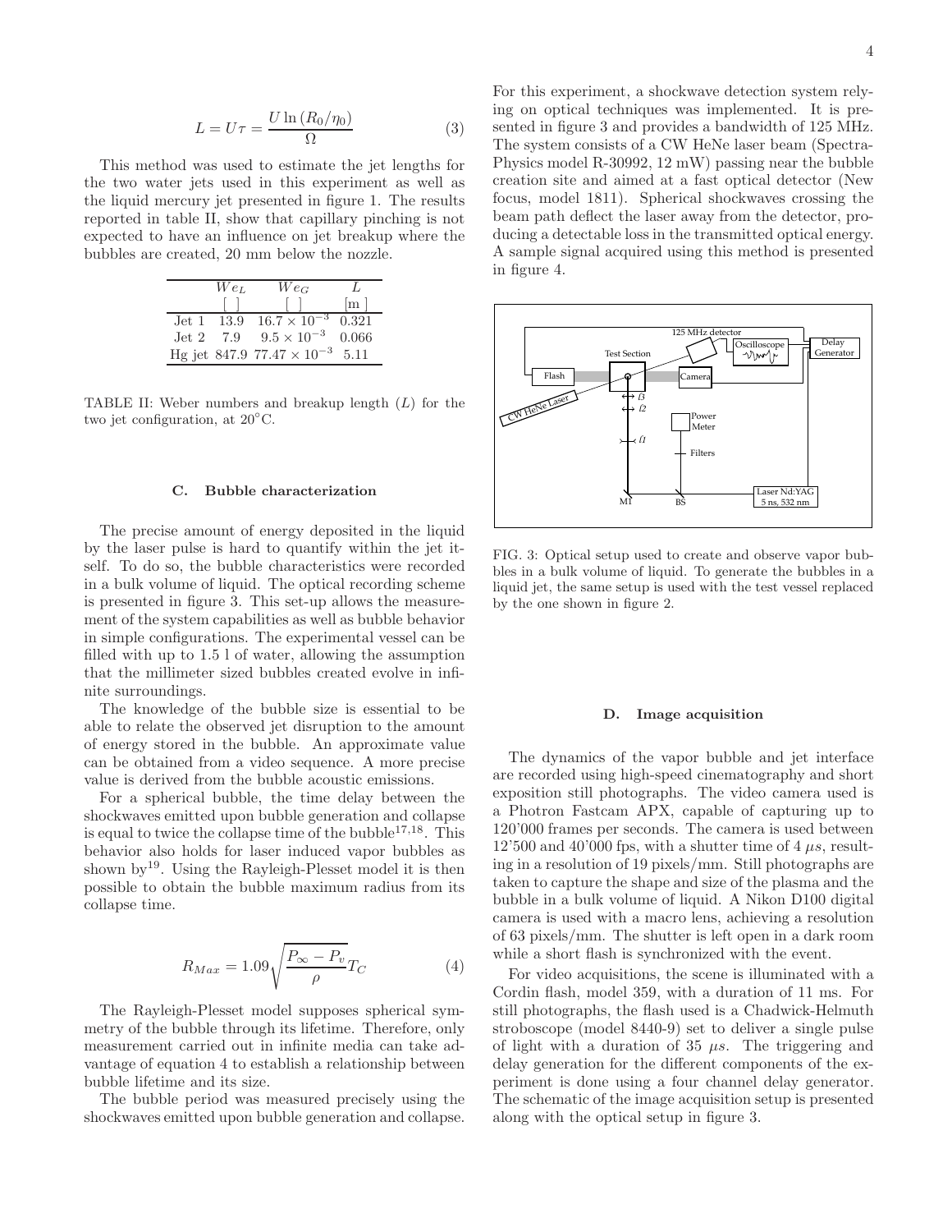$$L = U\tau = \frac{U \ln (R_0/\eta_0)}{\Omega} \tag{3}$$

This method was used to estimate the jet lengths for the two water jets used in this experiment as well as the liquid mercury jet presented in figure 1. The results reported in table II, show that capillary pinching is not expected to have an influence on jet breakup where the bubbles are created, 20 mm below the nozzle.

| | $We_L$ | $We_G$ | $L$ |
|---|---|---|---|
| | [ ] | [ ] | [m ] |
| Jet 1 | 13.9 | $16.7 \times 10^{-3}$ | 0.321 |
| Jet 2 | 7.9 | $9.5 \times 10^{-3}$ | 0.066 |
| Hg jet | 847.9 | $77.47 \times 10^{-3}$ | 5.11 |

TABLE II: Weber numbers and breakup length ($L$) for the two jet configuration, at 20°C.

### C. Bubble characterization

The precise amount of energy deposited in the liquid by the laser pulse is hard to quantify within the jet itself. To do so, the bubble characteristics were recorded in a bulk volume of liquid. The optical recording scheme is presented in figure 3. This set-up allows the measurement of the system capabilities as well as bubble behavior in simple configurations. The experimental vessel can be filled with up to 1.5 l of water, allowing the assumption that the millimeter sized bubbles created evolve in infinite surroundings.

The knowledge of the bubble size is essential to be able to relate the observed jet disruption to the amount of energy stored in the bubble. An approximate value can be obtained from a video sequence. A more precise value is derived from the bubble acoustic emissions.

For a spherical bubble, the time delay between the shockwaves emitted upon bubble generation and collapse is equal to twice the collapse time of the bubble[17,18]. This behavior also holds for laser induced vapor bubbles as shown by[19]. Using the Rayleigh-Plesset model it is then possible to obtain the bubble maximum radius from its collapse time.

$$R_{Max} = 1.09\sqrt{\frac{P_\infty - P_v}{\rho}}T_C \tag{4}$$

The Rayleigh-Plesset model supposes spherical symmetry of the bubble through its lifetime. Therefore, only measurement carried out in infinite media can take advantage of equation 4 to establish a relationship between bubble lifetime and its size.

The bubble period was measured precisely using the shockwaves emitted upon bubble generation and collapse. For this experiment, a shockwave detection system relying on optical techniques was implemented. It is presented in figure 3 and provides a bandwidth of 125 MHz. The system consists of a CW HeNe laser beam (Spectra-Physics model R-30992, 12 mW) passing near the bubble creation site and aimed at a fast optical detector (New focus, model 1811). Spherical shockwaves crossing the beam path deflect the laser away from the detector, producing a detectable loss in the transmitted optical energy. A sample signal acquired using this method is presented in figure 4.

FIG. 3: Optical setup used to create and observe vapor bubbles in a bulk volume of liquid. To generate the bubbles in a liquid jet, the same setup is used with the test vessel replaced by the one shown in figure 2.

### D. Image acquisition

The dynamics of the vapor bubble and jet interface are recorded using high-speed cinematography and short exposition still photographs. The video camera used is a Photron Fastcam APX, capable of capturing up to 120'000 frames per seconds. The camera is used between 12'500 and 40'000 fps, with a shutter time of 4 $\mu s$, resulting in a resolution of 19 pixels/mm. Still photographs are taken to capture the shape and size of the plasma and the bubble in a bulk volume of liquid. A Nikon D100 digital camera is used with a macro lens, achieving a resolution of 63 pixels/mm. The shutter is left open in a dark room while a short flash is synchronized with the event.

For video acquisitions, the scene is illuminated with a Cordin flash, model 359, with a duration of 11 ms. For still photographs, the flash used is a Chadwick-Helmuth stroboscope (model 8440-9) set to deliver a single pulse of light with a duration of 35 $\mu s$. The triggering and delay generation for the different components of the experiment is done using a four channel delay generator. The schematic of the image acquisition setup is presented along with the optical setup in figure 3.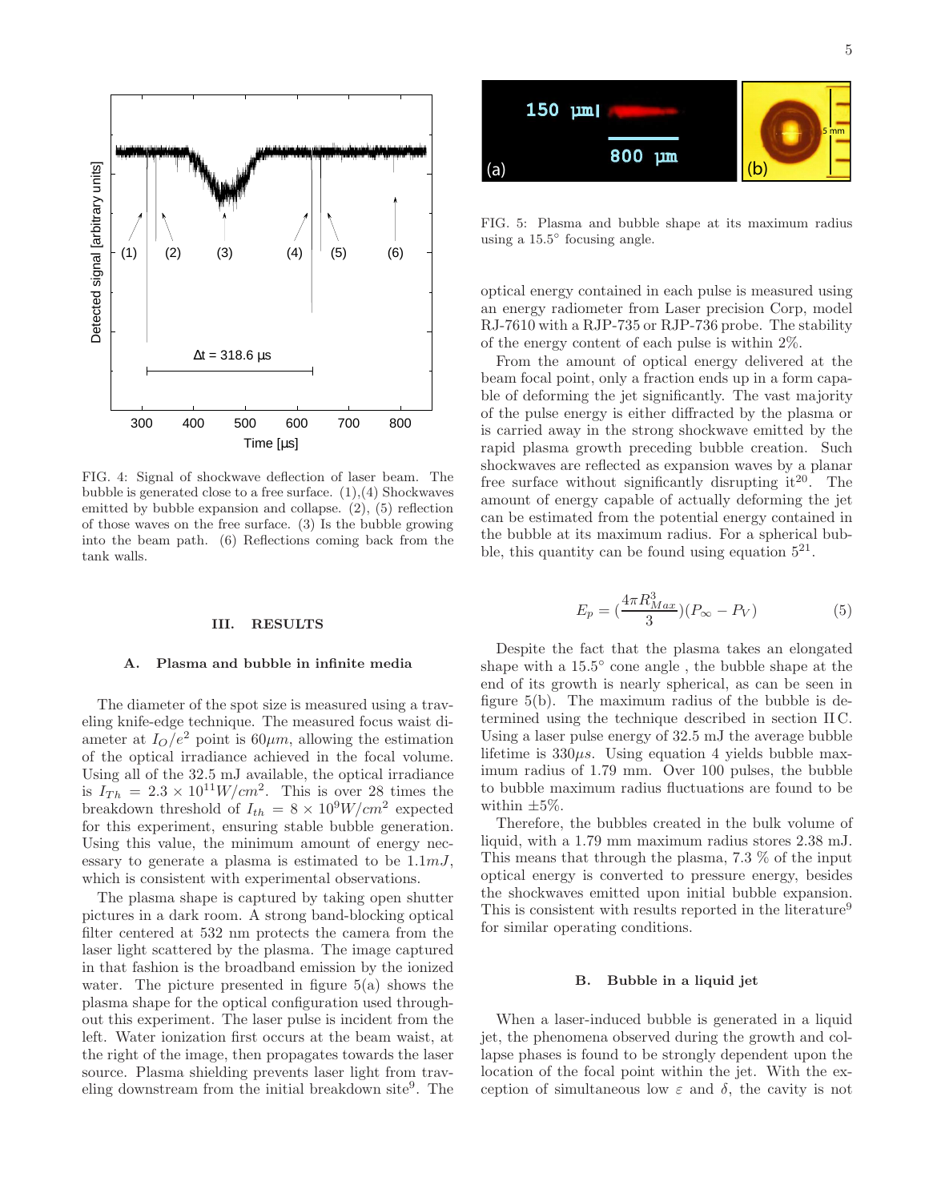FIG. 4: Signal of shockwave deflection of laser beam. The bubble is generated close to a free surface. (1),(4) Shockwaves emitted by bubble expansion and collapse. (2), (5) reflection of those waves on the free surface. (3) Is the bubble growing into the beam path. (6) Reflections coming back from the tank walls.

FIG. 5: Plasma and bubble shape at its maximum radius using a 15.5° focusing angle.

## III. RESULTS

### A. Plasma and bubble in infinite media

The diameter of the spot size is measured using a traveling knife-edge technique. The measured focus waist diameter at $I_O/e^2$ point is $60\mu m$, allowing the estimation of the optical irradiance achieved in the focal volume. Using all of the 32.5 mJ available, the optical irradiance is $I_{Th} = 2.3 \times 10^{11} W/cm^2$. This is over 28 times the breakdown threshold of $I_{th} = 8 \times 10^9 W/cm^2$ expected for this experiment, ensuring stable bubble generation. Using this value, the minimum amount of energy necessary to generate a plasma is estimated to be $1.1 mJ$, which is consistent with experimental observations.

The plasma shape is captured by taking open shutter pictures in a dark room. A strong band-blocking optical filter centered at 532 nm protects the camera from the laser light scattered by the plasma. The image captured in that fashion is the broadband emission by the ionized water. The picture presented in figure 5(a) shows the plasma shape for the optical configuration used throughout this experiment. The laser pulse is incident from the left. Water ionization first occurs at the beam waist, at the right of the image, then propagates towards the laser source. Plasma shielding prevents laser light from traveling downstream from the initial breakdown site[9]. The optical energy contained in each pulse is measured using an energy radiometer from Laser precision Corp, model RJ-7610 with a RJP-735 or RJP-736 probe. The stability of the energy content of each pulse is within 2%.

From the amount of optical energy delivered at the beam focal point, only a fraction ends up in a form capable of deforming the jet significantly. The vast majority of the pulse energy is either diffracted by the plasma or is carried away in the strong shockwave emitted by the rapid plasma growth preceding bubble creation. Such shockwaves are reflected as expansion waves by a planar free surface without significantly disrupting it[20]. The amount of energy capable of actually deforming the jet can be estimated from the potential energy contained in the bubble at its maximum radius. For a spherical bubble, this quantity can be found using equation 5[21].

$$E_p = \left(\frac{4\pi R_{Max}^3}{3}\right)(P_\infty - P_V) \tag{5}$$

Despite the fact that the plasma takes an elongated shape with a 15.5° cone angle , the bubble shape at the end of its growth is nearly spherical, as can be seen in figure 5(b). The maximum radius of the bubble is determined using the technique described in section II C. Using a laser pulse energy of 32.5 mJ the average bubble lifetime is $330\mu s$. Using equation 4 yields bubble maximum radius of 1.79 mm. Over 100 pulses, the bubble to bubble maximum radius fluctuations are found to be within ±5%.

Therefore, the bubbles created in the bulk volume of liquid, with a 1.79 mm maximum radius stores 2.38 mJ. This means that through the plasma, 7.3 % of the input optical energy is converted to pressure energy, besides the shockwaves emitted upon initial bubble expansion. This is consistent with results reported in the literature[9] for similar operating conditions.

### B. Bubble in a liquid jet

When a laser-induced bubble is generated in a liquid jet, the phenomena observed during the growth and collapse phases is found to be strongly dependent upon the location of the focal point within the jet. With the exception of simultaneous low $\varepsilon$ and $\delta$, the cavity is not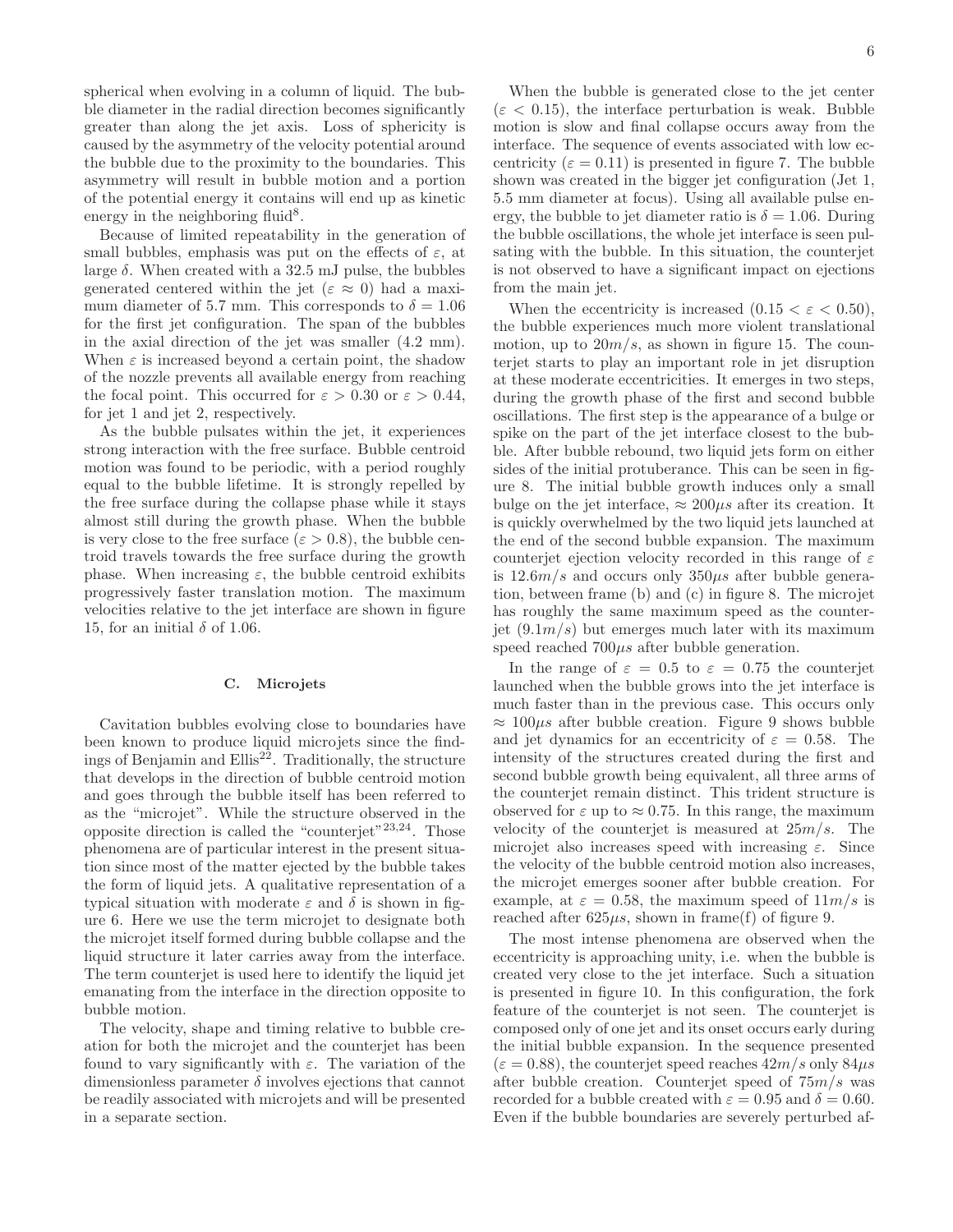spherical when evolving in a column of liquid. The bubble diameter in the radial direction becomes significantly greater than along the jet axis. Loss of sphericity is caused by the asymmetry of the velocity potential around the bubble due to the proximity to the boundaries. This asymmetry will result in bubble motion and a portion of the potential energy it contains will end up as kinetic energy in the neighboring fluid[8].

Because of limited repeatability in the generation of small bubbles, emphasis was put on the effects of $\varepsilon$, at large $\delta$. When created with a 32.5 mJ pulse, the bubbles generated centered within the jet ($\varepsilon \approx 0$) had a maximum diameter of 5.7 mm. This corresponds to $\delta = 1.06$ for the first jet configuration. The span of the bubbles in the axial direction of the jet was smaller (4.2 mm). When $\varepsilon$ is increased beyond a certain point, the shadow of the nozzle prevents all available energy from reaching the focal point. This occurred for $\varepsilon > 0.30$ or $\varepsilon > 0.44$, for jet 1 and jet 2, respectively.

As the bubble pulsates within the jet, it experiences strong interaction with the free surface. Bubble centroid motion was found to be periodic, with a period roughly equal to the bubble lifetime. It is strongly repelled by the free surface during the collapse phase while it stays almost still during the growth phase. When the bubble is very close to the free surface ($\varepsilon > 0.8$), the bubble centroid travels towards the free surface during the growth phase. When increasing $\varepsilon$, the bubble centroid exhibits progressively faster translation motion. The maximum velocities relative to the jet interface are shown in figure 15, for an initial $\delta$ of 1.06.

### C. Microjets

Cavitation bubbles evolving close to boundaries have been known to produce liquid microjets since the findings of Benjamin and Ellis[22]. Traditionally, the structure that develops in the direction of bubble centroid motion and goes through the bubble itself has been referred to as the "microjet". While the structure observed in the opposite direction is called the "counterjet"[23,24]. Those phenomena are of particular interest in the present situation since most of the matter ejected by the bubble takes the form of liquid jets. A qualitative representation of a typical situation with moderate $\varepsilon$ and $\delta$ is shown in figure 6. Here we use the term microjet to designate both the microjet itself formed during bubble collapse and the liquid structure it later carries away from the interface. The term counterjet is used here to identify the liquid jet emanating from the interface in the direction opposite to bubble motion.

The velocity, shape and timing relative to bubble creation for both the microjet and the counterjet has been found to vary significantly with $\varepsilon$. The variation of the dimensionless parameter $\delta$ involves ejections that cannot be readily associated with microjets and will be presented in a separate section.

When the bubble is generated close to the jet center ($\varepsilon < 0.15$), the interface perturbation is weak. Bubble motion is slow and final collapse occurs away from the interface. The sequence of events associated with low eccentricity ($\varepsilon = 0.11$) is presented in figure 7. The bubble shown was created in the bigger jet configuration (Jet 1, 5.5 mm diameter at focus). Using all available pulse energy, the bubble to jet diameter ratio is $\delta = 1.06$. During the bubble oscillations, the whole jet interface is seen pulsating with the bubble. In this situation, the counterjet is not observed to have a significant impact on ejections from the main jet.

When the eccentricity is increased ($0.15 < \varepsilon < 0.50$), the bubble experiences much more violent translational motion, up to $20m/s$, as shown in figure 15. The counterjet starts to play an important role in jet disruption at these moderate eccentricities. It emerges in two steps, during the growth phase of the first and second bubble oscillations. The first step is the appearance of a bulge or spike on the part of the jet interface closest to the bubble. After bubble rebound, two liquid jets form on either sides of the initial protuberance. This can be seen in figure 8. The initial bubble growth induces only a small bulge on the jet interface, $\approx 200\mu s$ after its creation. It is quickly overwhelmed by the two liquid jets launched at the end of the second bubble expansion. The maximum counterjet ejection velocity recorded in this range of $\varepsilon$ is $12.6m/s$ and occurs only $350\mu s$ after bubble generation, between frame (b) and (c) in figure 8. The microjet has roughly the same maximum speed as the counterjet ($9.1m/s$) but emerges much later with its maximum speed reached $700\mu s$ after bubble generation.

In the range of $\varepsilon = 0.5$ to $\varepsilon = 0.75$ the counterjet launched when the bubble grows into the jet interface is much faster than in the previous case. This occurs only $\approx 100\mu s$ after bubble creation. Figure 9 shows bubble and jet dynamics for an eccentricity of $\varepsilon = 0.58$. The intensity of the structures created during the first and second bubble growth being equivalent, all three arms of the counterjet remain distinct. This trident structure is observed for $\varepsilon$ up to $\approx 0.75$. In this range, the maximum velocity of the counterjet is measured at $25m/s$. The microjet also increases speed with increasing $\varepsilon$. Since the velocity of the bubble centroid motion also increases, the microjet emerges sooner after bubble creation. For example, at $\varepsilon = 0.58$, the maximum speed of $11m/s$ is reached after $625\mu s$, shown in frame(f) of figure 9.

The most intense phenomena are observed when the eccentricity is approaching unity, i.e. when the bubble is created very close to the jet interface. Such a situation is presented in figure 10. In this configuration, the fork feature of the counterjet is not seen. The counterjet is composed only of one jet and its onset occurs early during the initial bubble expansion. In the sequence presented ($\varepsilon = 0.88$), the counterjet speed reaches $42m/s$ only $84\mu s$ after bubble creation. Counterjet speed of $75m/s$ was recorded for a bubble created with $\varepsilon = 0.95$ and $\delta = 0.60$. Even if the bubble boundaries are severely perturbed af-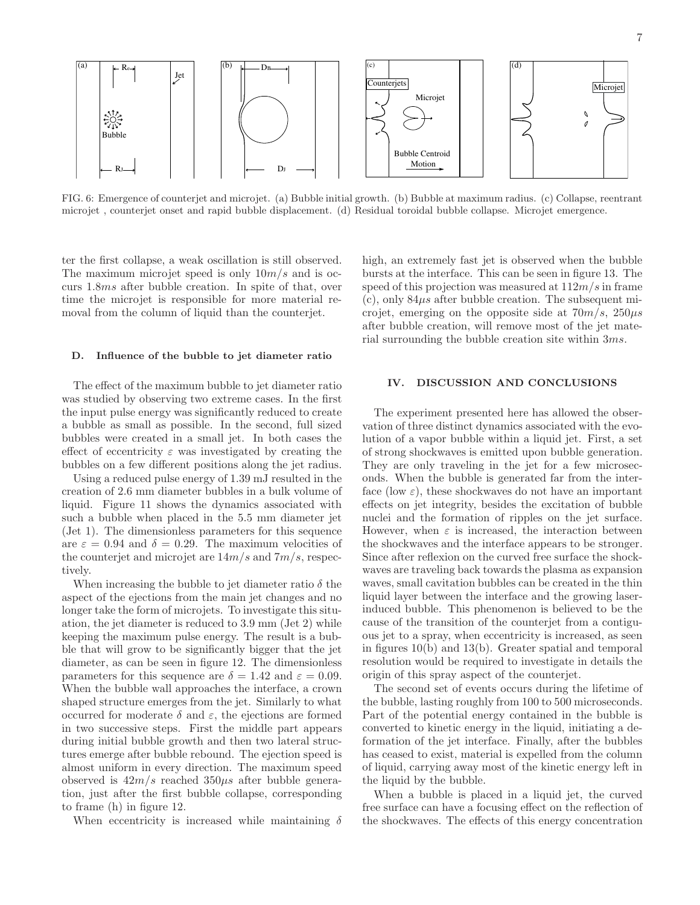FIG. 6: Emergence of counterjet and microjet. (a) Bubble initial growth. (b) Bubble at maximum radius. (c) Collapse, reentrant microjet , counterjet onset and rapid bubble displacement. (d) Residual toroidal bubble collapse. Microjet emergence.

ter the first collapse, a weak oscillation is still observed. The maximum microjet speed is only $10m/s$ and is occurs $1.8ms$ after bubble creation. In spite of that, over time the microjet is responsible for more material removal from the column of liquid than the counterjet.

### D. Influence of the bubble to jet diameter ratio

The effect of the maximum bubble to jet diameter ratio was studied by observing two extreme cases. In the first the input pulse energy was significantly reduced to create a bubble as small as possible. In the second, full sized bubbles were created in a small jet. In both cases the effect of eccentricity $\varepsilon$ was investigated by creating the bubbles on a few different positions along the jet radius.

Using a reduced pulse energy of 1.39 mJ resulted in the creation of 2.6 mm diameter bubbles in a bulk volume of liquid. Figure 11 shows the dynamics associated with such a bubble when placed in the 5.5 mm diameter jet (Jet 1). The dimensionless parameters for this sequence are $\varepsilon = 0.94$ and $\delta = 0.29$. The maximum velocities of the counterjet and microjet are $14m/s$ and $7m/s$, respectively.

When increasing the bubble to jet diameter ratio $\delta$ the aspect of the ejections from the main jet changes and no longer take the form of microjets. To investigate this situation, the jet diameter is reduced to 3.9 mm (Jet 2) while keeping the maximum pulse energy. The result is a bubble that will grow to be significantly bigger that the jet diameter, as can be seen in figure 12. The dimensionless parameters for this sequence are $\delta = 1.42$ and $\varepsilon = 0.09$. When the bubble wall approaches the interface, a crown shaped structure emerges from the jet. Similarly to what occurred for moderate $\delta$ and $\varepsilon$, the ejections are formed in two successive steps. First the middle part appears during initial bubble growth and then two lateral structures emerge after bubble rebound. The ejection speed is almost uniform in every direction. The maximum speed observed is $42m/s$ reached $350\mu s$ after bubble generation, just after the first bubble collapse, corresponding to frame (h) in figure 12.

When eccentricity is increased while maintaining $\delta$ high, an extremely fast jet is observed when the bubble bursts at the interface. This can be seen in figure 13. The speed of this projection was measured at $112m/s$ in frame (c), only $84\mu s$ after bubble creation. The subsequent microjet, emerging on the opposite side at $70m/s$, $250\mu s$ after bubble creation, will remove most of the jet material surrounding the bubble creation site within $3ms$.

## IV. DISCUSSION AND CONCLUSIONS

The experiment presented here has allowed the observation of three distinct dynamics associated with the evolution of a vapor bubble within a liquid jet. First, a set of strong shockwaves is emitted upon bubble generation. They are only traveling in the jet for a few microseconds. When the bubble is generated far from the interface (low $\varepsilon$), these shockwaves do not have an important effects on jet integrity, besides the excitation of bubble nuclei and the formation of ripples on the jet surface. However, when $\varepsilon$ is increased, the interaction between the shockwaves and the interface appears to be stronger. Since after reflexion on the curved free surface the shockwaves are traveling back towards the plasma as expansion waves, small cavitation bubbles can be created in the thin liquid layer between the interface and the growing laser-induced bubble. This phenomenon is believed to be the cause of the transition of the counterjet from a contiguous jet to a spray, when eccentricity is increased, as seen in figures 10(b) and 13(b). Greater spatial and temporal resolution would be required to investigate in details the origin of this spray aspect of the counterjet.

The second set of events occurs during the lifetime of the bubble, lasting roughly from 100 to 500 microseconds. Part of the potential energy contained in the bubble is converted to kinetic energy in the liquid, initiating a deformation of the jet interface. Finally, after the bubbles has ceased to exist, material is expelled from the column of liquid, carrying away most of the kinetic energy left in the liquid by the bubble.

When a bubble is placed in a liquid jet, the curved free surface can have a focusing effect on the reflection of the shockwaves. The effects of this energy concentration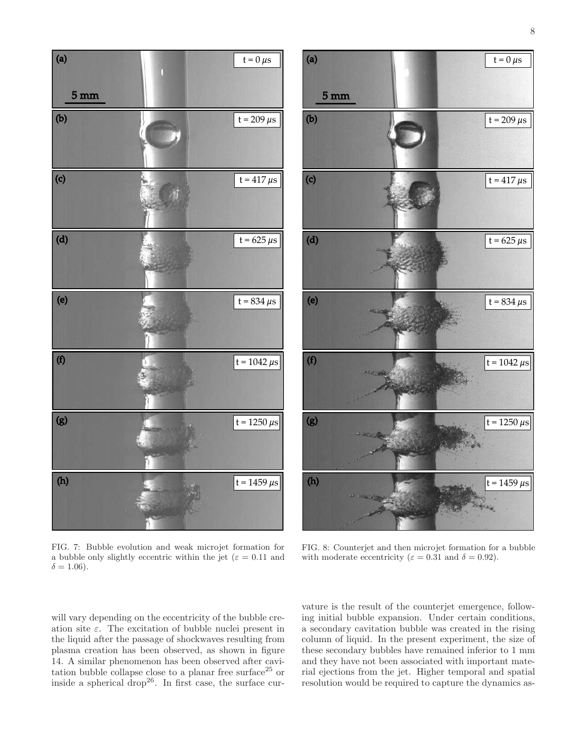FIG. 7: Bubble evolution and weak microjet formation for a bubble only slightly eccentric within the jet ($\varepsilon = 0.11$ and $\delta = 1.06$).

FIG. 8: Counterjet and then microjet formation for a bubble with moderate eccentricity ($\varepsilon = 0.31$ and $\delta = 0.92$).

will vary depending on the eccentricity of the bubble creation site $\varepsilon$. The excitation of bubble nuclei present in the liquid after the passage of shockwaves resulting from plasma creation has been observed, as shown in figure 14. A similar phenomenon has been observed after cavitation bubble collapse close to a planar free surface[25] or inside a spherical drop[26]. In first case, the surface curvature is the result of the counterjet emergence, following initial bubble expansion. Under certain conditions, a secondary cavitation bubble was created in the rising column of liquid. In the present experiment, the size of these secondary bubbles have remained inferior to 1 mm and they have not been associated with important material ejections from the jet. Higher temporal and spatial resolution would be required to capture the dynamics as-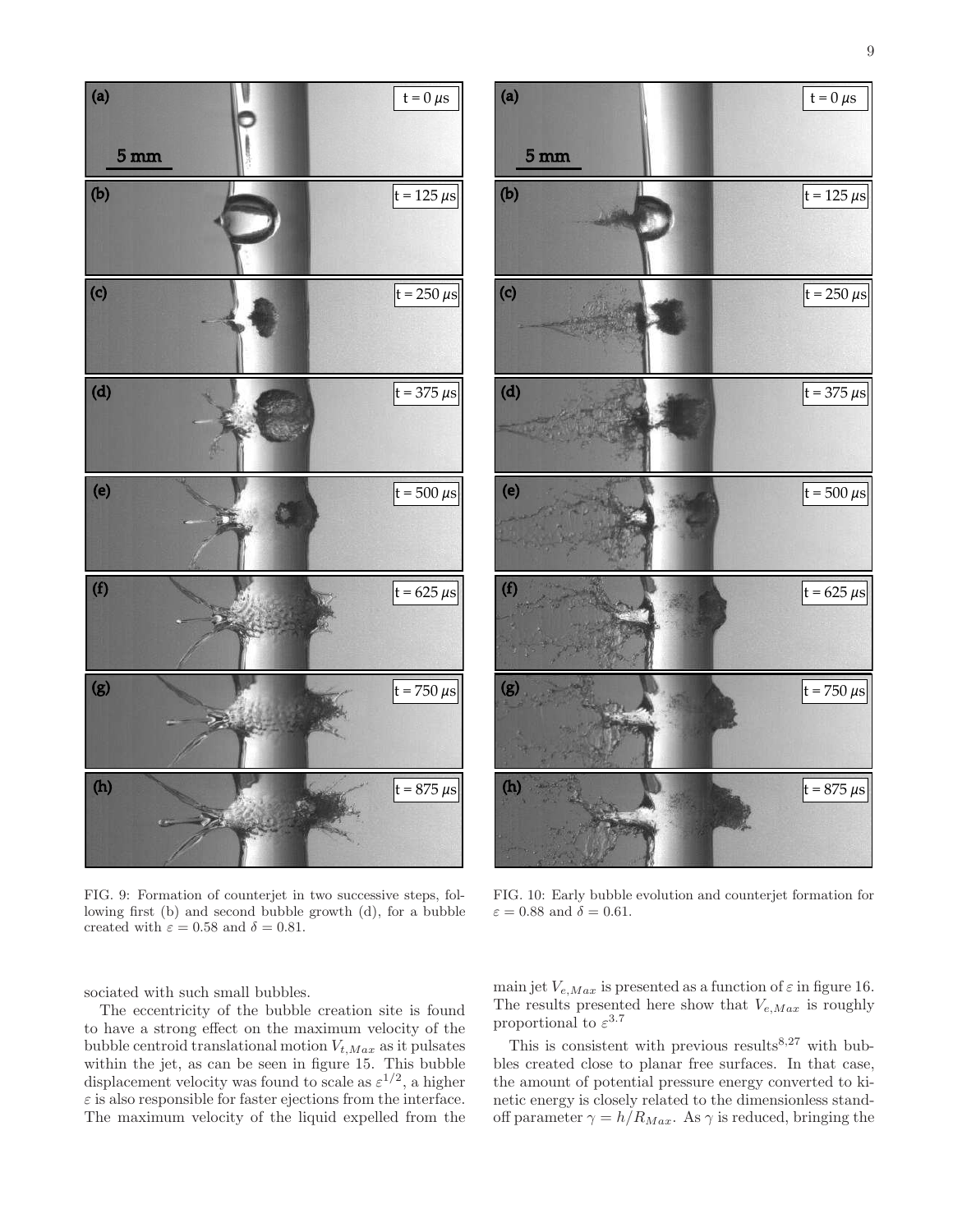FIG. 9: Formation of counterjet in two successive steps, following first (b) and second bubble growth (d), for a bubble created with $\varepsilon = 0.58$ and $\delta = 0.81$.

FIG. 10: Early bubble evolution and counterjet formation for $\varepsilon = 0.88$ and $\delta = 0.61$.

sociated with such small bubbles.

The eccentricity of the bubble creation site is found to have a strong effect on the maximum velocity of the bubble centroid translational motion $V_{t,Max}$ as it pulsates within the jet, as can be seen in figure 15. This bubble displacement velocity was found to scale as $\varepsilon^{1/2}$, a higher $\varepsilon$ is also responsible for faster ejections from the interface. The maximum velocity of the liquid expelled from the main jet $V_{e,Max}$ is presented as a function of $\varepsilon$ in figure 16. The results presented here show that $V_{e,Max}$ is roughly proportional to $\varepsilon^{3.7}$

This is consistent with previous results[8,27] with bubbles created close to planar free surfaces. In that case, the amount of potential pressure energy converted to kinetic energy is closely related to the dimensionless standoff parameter $\gamma = h/R_{Max}$. As $\gamma$ is reduced, bringing the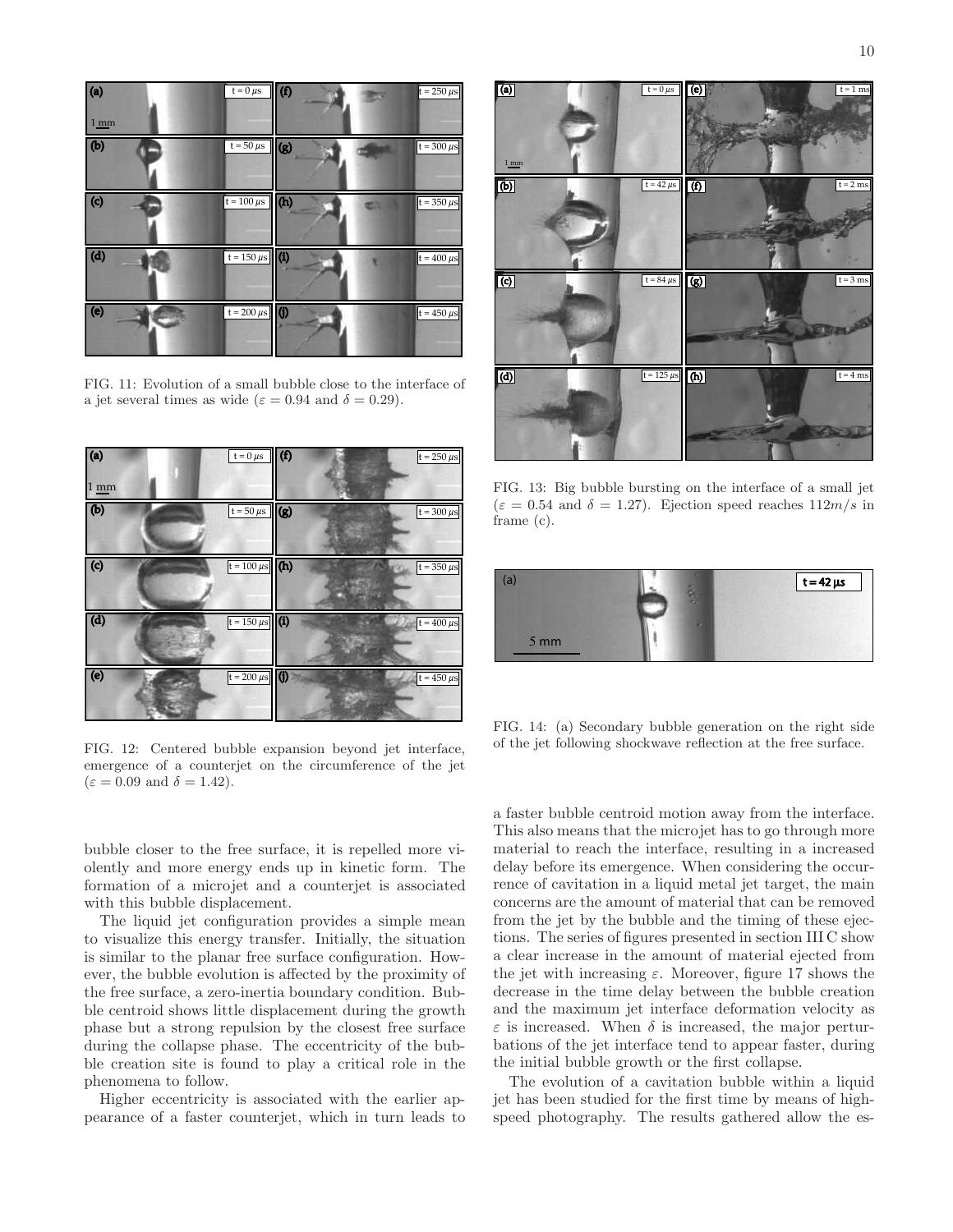FIG. 11: Evolution of a small bubble close to the interface of a jet several times as wide ($\varepsilon = 0.94$ and $\delta = 0.29$).

FIG. 12: Centered bubble expansion beyond jet interface, emergence of a counterjet on the circumference of the jet ($\varepsilon = 0.09$ and $\delta = 1.42$).

FIG. 13: Big bubble bursting on the interface of a small jet ($\varepsilon = 0.54$ and $\delta = 1.27$). Ejection speed reaches $112 m/s$ in frame (c).

FIG. 14: (a) Secondary bubble generation on the right side of the jet following shockwave reflection at the free surface.

bubble closer to the free surface, it is repelled more violently and more energy ends up in kinetic form. The formation of a microjet and a counterjet is associated with this bubble displacement.

The liquid jet configuration provides a simple mean to visualize this energy transfer. Initially, the situation is similar to the planar free surface configuration. However, the bubble evolution is affected by the proximity of the free surface, a zero-inertia boundary condition. Bubble centroid shows little displacement during the growth phase but a strong repulsion by the closest free surface during the collapse phase. The eccentricity of the bubble creation site is found to play a critical role in the phenomena to follow.

Higher eccentricity is associated with the earlier appearance of a faster counterjet, which in turn leads to a faster bubble centroid motion away from the interface. This also means that the microjet has to go through more material to reach the interface, resulting in a increased delay before its emergence. When considering the occurrence of cavitation in a liquid metal jet target, the main concerns are the amount of material that can be removed from the jet by the bubble and the timing of these ejections. The series of figures presented in section III C show a clear increase in the amount of material ejected from the jet with increasing $\varepsilon$. Moreover, figure 17 shows the decrease in the time delay between the bubble creation and the maximum jet interface deformation velocity as $\varepsilon$ is increased. When $\delta$ is increased, the major perturbations of the jet interface tend to appear faster, during the initial bubble growth or the first collapse.

The evolution of a cavitation bubble within a liquid jet has been studied for the first time by means of high-speed photography. The results gathered allow the es-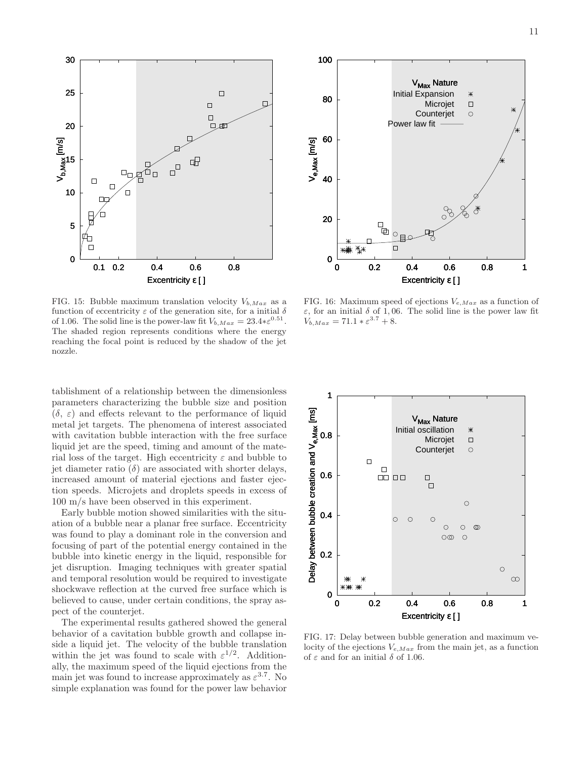FIG. 15: Bubble maximum translation velocity $V_{b,Max}$ as a function of eccentricity $\varepsilon$ of the generation site, for a initial $\delta$ of 1.06. The solid line is the power-law fit $V_{b,Max} = 23.4{*}\varepsilon^{0.51}$. The shaded region represents conditions where the energy reaching the focal point is reduced by the shadow of the jet nozzle.

FIG. 16: Maximum speed of ejections $V_{e,Max}$ as a function of $\varepsilon$, for an initial $\delta$ of 1, 06. The solid line is the power law fit $V_{b,Max} = 71.1 * \varepsilon^{3.7} + 8$.

tablishment of a relationship between the dimensionless parameters characterizing the bubble size and position ($\delta$, $\varepsilon$) and effects relevant to the performance of liquid metal jet targets. The phenomena of interest associated with cavitation bubble interaction with the free surface liquid jet are the speed, timing and amount of the material loss of the target. High eccentricity $\varepsilon$ and bubble to jet diameter ratio ($\delta$) are associated with shorter delays, increased amount of material ejections and faster ejection speeds. Microjets and droplets speeds in excess of 100 m/s have been observed in this experiment.

Early bubble motion showed similarities with the situation of a bubble near a planar free surface. Eccentricity was found to play a dominant role in the conversion and focusing of part of the potential energy contained in the bubble into kinetic energy in the liquid, responsible for jet disruption. Imaging techniques with greater spatial and temporal resolution would be required to investigate shockwave reflection at the curved free surface which is believed to cause, under certain conditions, the spray aspect of the counterjet.

The experimental results gathered showed the general behavior of a cavitation bubble growth and collapse inside a liquid jet. The velocity of the bubble translation within the jet was found to scale with $\varepsilon^{1/2}$. Additionally, the maximum speed of the liquid ejections from the main jet was found to increase approximately as $\varepsilon^{3.7}$. No simple explanation was found for the power law behavior

FIG. 17: Delay between bubble generation and maximum velocity of the ejections $V_{e,Max}$ from the main jet, as a function of $\varepsilon$ and for an initial $\delta$ of 1.06.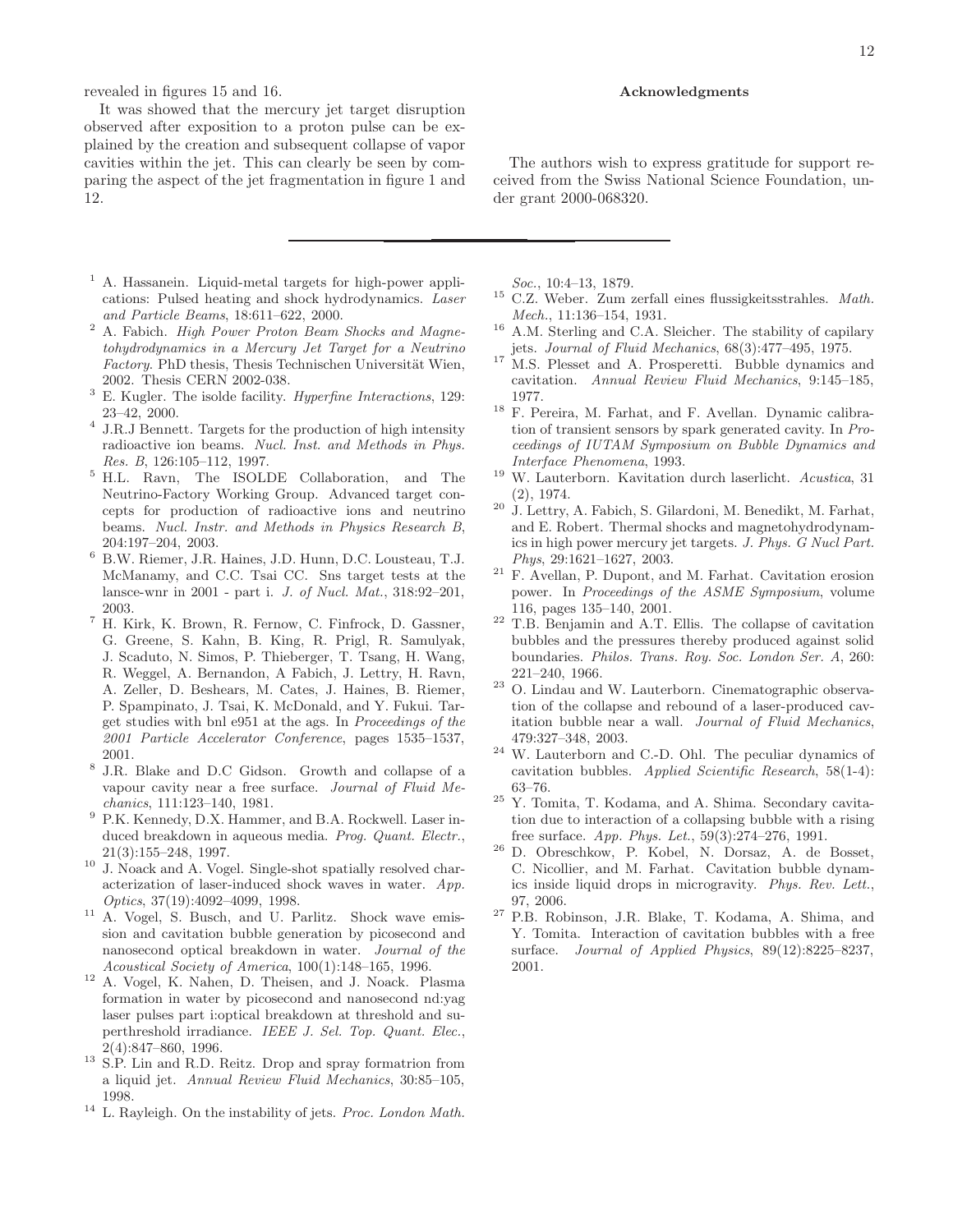revealed in figures 15 and 16.

It was showed that the mercury jet target disruption observed after exposition to a proton pulse can be explained by the creation and subsequent collapse of vapor cavities within the jet. This can clearly be seen by comparing the aspect of the jet fragmentation in figure 1 and 12.

## Acknowledgments

The authors wish to express gratitude for support received from the Swiss National Science Foundation, under grant 2000-068320.

---

[1] A. Hassanein. Liquid-metal targets for high-power applications: Pulsed heating and shock hydrodynamics. *Laser and Particle Beams*, 18:611–622, 2000.

[2] A. Fabich. *High Power Proton Beam Shocks and Magnetohydrodynamics in a Mercury Jet Target for a Neutrino Factory*. PhD thesis, Thesis Technischen Universität Wien, 2002. Thesis CERN 2002-038.

[3] E. Kugler. The isolde facility. *Hyperfine Interactions*, 129: 23–42, 2000.

[4] J.R.J Bennett. Targets for the production of high intensity radioactive ion beams. *Nucl. Inst. and Methods in Phys. Res. B*, 126:105–112, 1997.

[5] H.L. Ravn, The ISOLDE Collaboration, and The Neutrino-Factory Working Group. Advanced target concepts for production of radioactive ions and neutrino beams. *Nucl. Instr. and Methods in Physics Research B*, 204:197–204, 2003.

[6] B.W. Riemer, J.R. Haines, J.D. Hunn, D.C. Lousteau, T.J. McManamy, and C.C. Tsai CC. Sns target tests at the lansce-wnr in 2001 - part i. *J. of Nucl. Mat.*, 318:92–201, 2003.

[7] H. Kirk, K. Brown, R. Fernow, C. Finfrock, D. Gassner, G. Greene, S. Kahn, B. King, R. Prigl, R. Samulyak, J. Scaduto, N. Simos, P. Thieberger, T. Tsang, H. Wang, R. Weggel, A. Bernandon, A Fabich, J. Lettry, H. Ravn, A. Zeller, D. Beshears, M. Cates, J. Haines, B. Riemer, P. Spampinato, J. Tsai, K. McDonald, and Y. Fukui. Target studies with bnl e951 at the ags. In *Proceedings of the 2001 Particle Accelerator Conference*, pages 1535–1537, 2001.

[8] J.R. Blake and D.C Gidson. Growth and collapse of a vapour cavity near a free surface. *Journal of Fluid Mechanics*, 111:123–140, 1981.

[9] P.K. Kennedy, D.X. Hammer, and B.A. Rockwell. Laser induced breakdown in aqueous media. *Prog. Quant. Electr.*, 21(3):155–248, 1997.

[10] J. Noack and A. Vogel. Single-shot spatially resolved characterization of laser-induced shock waves in water. *App. Optics*, 37(19):4092–4099, 1998.

[11] A. Vogel, S. Busch, and U. Parlitz. Shock wave emission and cavitation bubble generation by picosecond and nanosecond optical breakdown in water. *Journal of the Acoustical Society of America*, 100(1):148–165, 1996.

[12] A. Vogel, K. Nahen, D. Theisen, and J. Noack. Plasma formation in water by picosecond and nanosecond nd:yag laser pulses part i:optical breakdown at threshold and superthreshold irradiance. *IEEE J. Sel. Top. Quant. Elec.*, 2(4):847–860, 1996.

[13] S.P. Lin and R.D. Reitz. Drop and spray formatrion from a liquid jet. *Annual Review Fluid Mechanics*, 30:85–105, 1998.

[14] L. Rayleigh. On the instability of jets. *Proc. London Math. Soc.*, 10:4–13, 1879.

[15] C.Z. Weber. Zum zerfall eines flussigkeitsstrahles. *Math. Mech.*, 11:136–154, 1931.

[16] A.M. Sterling and C.A. Sleicher. The stability of capilary jets. *Journal of Fluid Mechanics*, 68(3):477–495, 1975.

[17] M.S. Plesset and A. Prosperetti. Bubble dynamics and cavitation. *Annual Review Fluid Mechanics*, 9:145–185, 1977.

[18] F. Pereira, M. Farhat, and F. Avellan. Dynamic calibration of transient sensors by spark generated cavity. In *Proceedings of IUTAM Symposium on Bubble Dynamics and Interface Phenomena*, 1993.

[19] W. Lauterborn. Kavitation durch laserlicht. *Acustica*, 31 (2), 1974.

[20] J. Lettry, A. Fabich, S. Gilardoni, M. Benedikt, M. Farhat, and E. Robert. Thermal shocks and magnetohydrodynamics in high power mercury jet targets. *J. Phys. G Nucl Part. Phys*, 29:1621–1627, 2003.

[21] F. Avellan, P. Dupont, and M. Farhat. Cavitation erosion power. In *Proceedings of the ASME Symposium*, volume 116, pages 135–140, 2001.

[22] T.B. Benjamin and A.T. Ellis. The collapse of cavitation bubbles and the pressures thereby produced against solid boundaries. *Philos. Trans. Roy. Soc. London Ser. A*, 260: 221–240, 1966.

[23] O. Lindau and W. Lauterborn. Cinematographic observation of the collapse and rebound of a laser-produced cavitation bubble near a wall. *Journal of Fluid Mechanics*, 479:327–348, 2003.

[24] W. Lauterborn and C.-D. Ohl. The peculiar dynamics of cavitation bubbles. *Applied Scientific Research*, 58(1-4): 63–76.

[25] Y. Tomita, T. Kodama, and A. Shima. Secondary cavitation due to interaction of a collapsing bubble with a rising free surface. *App. Phys. Let.*, 59(3):274–276, 1991.

[26] D. Obreschkow, P. Kobel, N. Dorsaz, A. de Bosset, C. Nicollier, and M. Farhat. Cavitation bubble dynamics inside liquid drops in microgravity. *Phys. Rev. Lett.*, 97, 2006.

[27] P.B. Robinson, J.R. Blake, T. Kodama, A. Shima, and Y. Tomita. Interaction of cavitation bubbles with a free surface. *Journal of Applied Physics*, 89(12):8225–8237, 2001.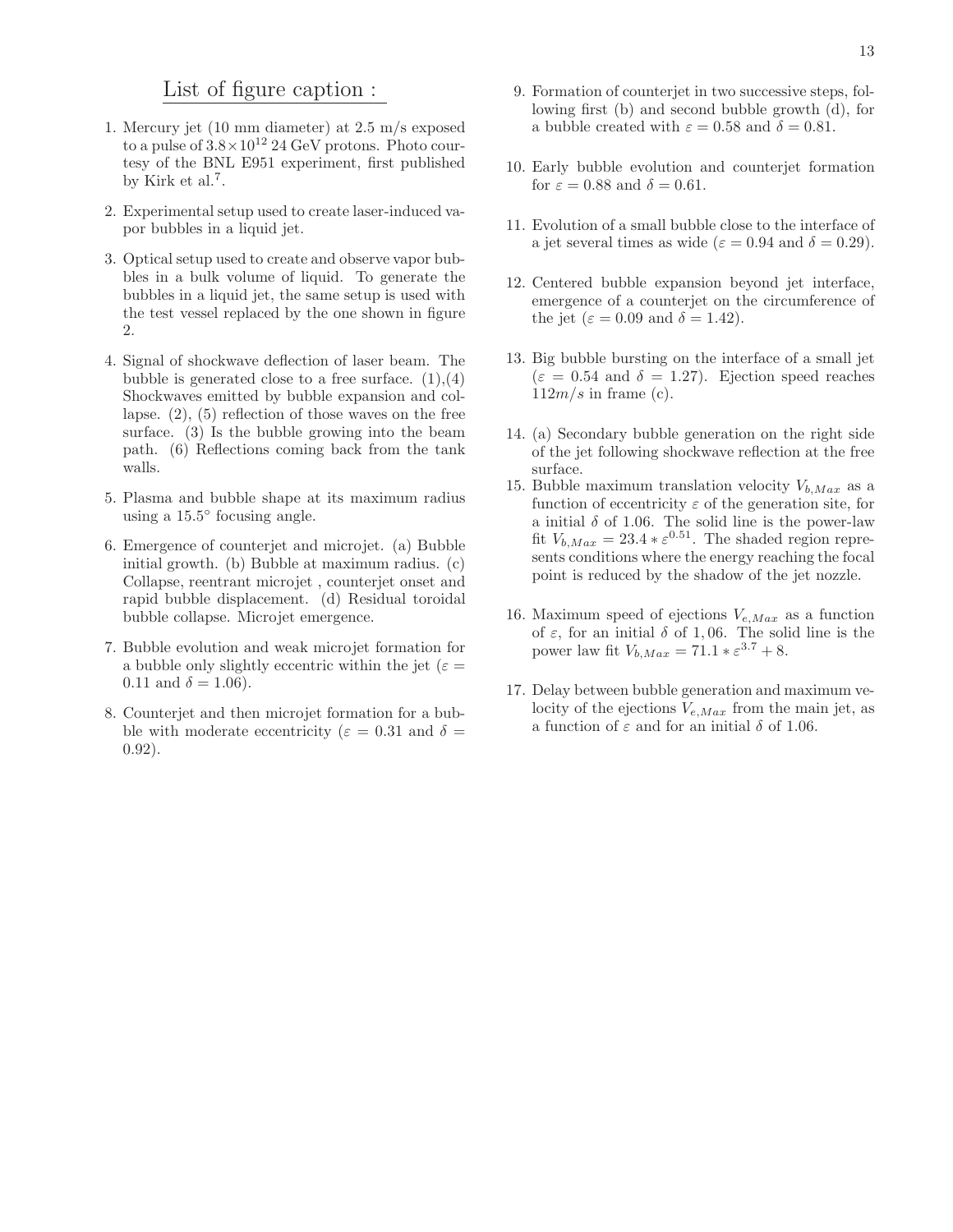## List of figure caption :

1. Mercury jet (10 mm diameter) at 2.5 m/s exposed to a pulse of $3.8 \times 10^{12}$ 24 GeV protons. Photo courtesy of the BNL E951 experiment, first published by Kirk et al.[7].

2. Experimental setup used to create laser-induced vapor bubbles in a liquid jet.

3. Optical setup used to create and observe vapor bubbles in a bulk volume of liquid. To generate the bubbles in a liquid jet, the same setup is used with the test vessel replaced by the one shown in figure 2.

4. Signal of shockwave deflection of laser beam. The bubble is generated close to a free surface. (1),(4) Shockwaves emitted by bubble expansion and collapse. (2), (5) reflection of those waves on the free surface. (3) Is the bubble growing into the beam path. (6) Reflections coming back from the tank walls.

5. Plasma and bubble shape at its maximum radius using a 15.5° focusing angle.

6. Emergence of counterjet and microjet. (a) Bubble initial growth. (b) Bubble at maximum radius. (c) Collapse, reentrant microjet , counterjet onset and rapid bubble displacement. (d) Residual toroidal bubble collapse. Microjet emergence.

7. Bubble evolution and weak microjet formation for a bubble only slightly eccentric within the jet ($\varepsilon = 0.11$ and $\delta = 1.06$).

8. Counterjet and then microjet formation for a bubble with moderate eccentricity ($\varepsilon = 0.31$ and $\delta = 0.92$).

9. Formation of counterjet in two successive steps, following first (b) and second bubble growth (d), for a bubble created with $\varepsilon = 0.58$ and $\delta = 0.81$.

10. Early bubble evolution and counterjet formation for $\varepsilon = 0.88$ and $\delta = 0.61$.

11. Evolution of a small bubble close to the interface of a jet several times as wide ($\varepsilon = 0.94$ and $\delta = 0.29$).

12. Centered bubble expansion beyond jet interface, emergence of a counterjet on the circumference of the jet ($\varepsilon = 0.09$ and $\delta = 1.42$).

13. Big bubble bursting on the interface of a small jet ($\varepsilon = 0.54$ and $\delta = 1.27$). Ejection speed reaches $112 m/s$ in frame (c).

14. (a) Secondary bubble generation on the right side of the jet following shockwave reflection at the free surface.

15. Bubble maximum translation velocity $V_{b,Max}$ as a function of eccentricity $\varepsilon$ of the generation site, for a initial $\delta$ of 1.06. The solid line is the power-law fit $V_{b,Max} = 23.4 * \varepsilon^{0.51}$. The shaded region represents conditions where the energy reaching the focal point is reduced by the shadow of the jet nozzle.

16. Maximum speed of ejections $V_{e,Max}$ as a function of $\varepsilon$, for an initial $\delta$ of 1,06. The solid line is the power law fit $V_{b,Max} = 71.1 * \varepsilon^{3.7} + 8$.

17. Delay between bubble generation and maximum velocity of the ejections $V_{e,Max}$ from the main jet, as a function of $\varepsilon$ and for an initial $\delta$ of 1.06.